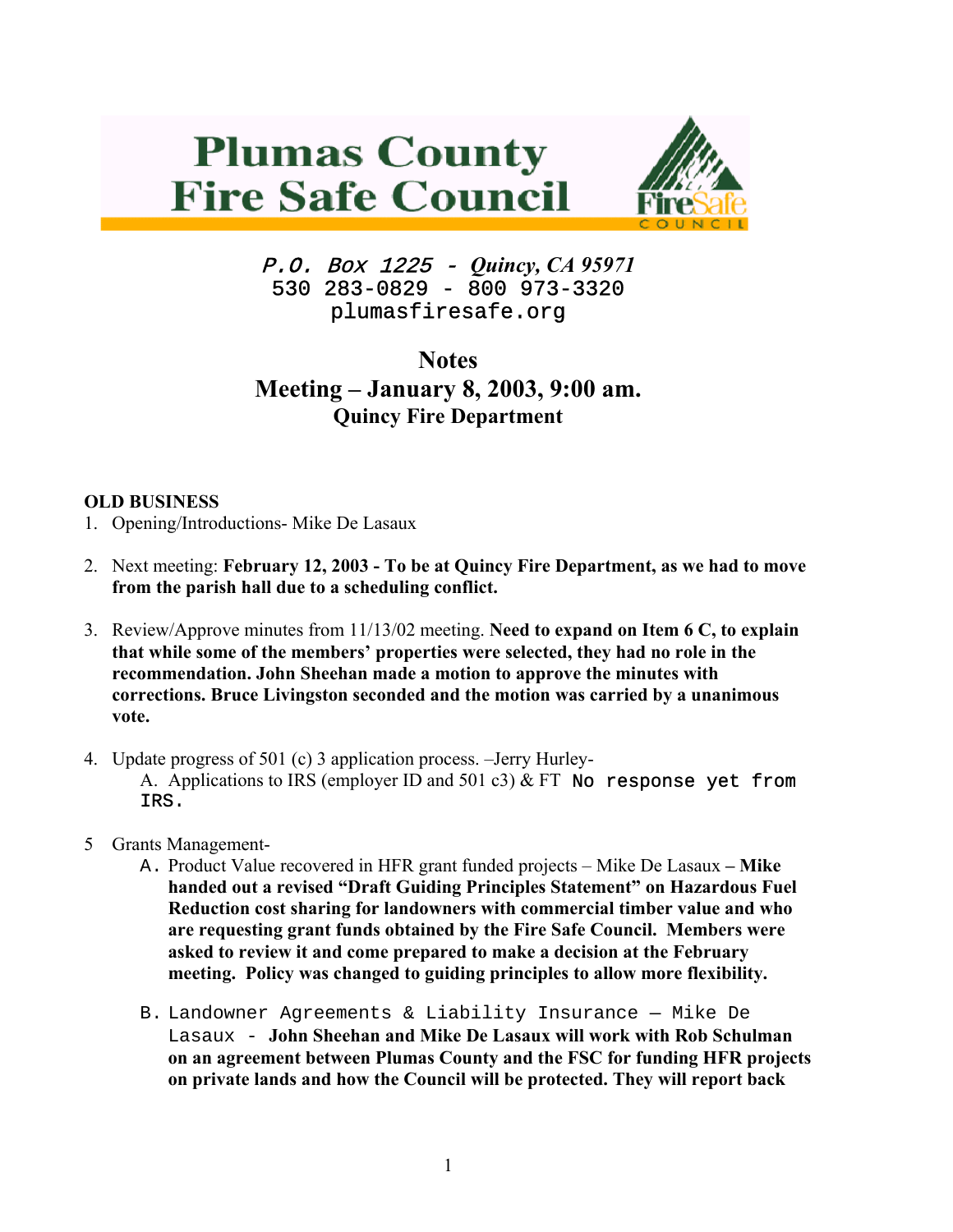# Plumas County Fire Safe Council

*P.O. Box 1225 - Quincy, CA 95971*
530 283-0829 - 800 973-3320
plumasfiresafe.org

## Notes

## Meeting – January 8, 2003, 9:00 am.

### Quincy Fire Department

**OLD BUSINESS**

1. Opening/Introductions- Mike De Lasaux

2. Next meeting: **February 12, 2003 - To be at Quincy Fire Department, as we had to move from the parish hall due to a scheduling conflict.**

3. Review/Approve minutes from 11/13/02 meeting. **Need to expand on Item 6 C, to explain that while some of the members' properties were selected, they had no role in the recommendation. John Sheehan made a motion to approve the minutes with corrections. Bruce Livingston seconded and the motion was carried by a unanimous vote.**

4. Update progress of 501 (c) 3 application process. –Jerry Hurley-
   A. Applications to IRS (employer ID and 501 c3) & FT No response yet from IRS.

5 Grants Management-
   A. Product Value recovered in HFR grant funded projects – Mike De Lasaux **– Mike handed out a revised "Draft Guiding Principles Statement" on Hazardous Fuel Reduction cost sharing for landowners with commercial timber value and who are requesting grant funds obtained by the Fire Safe Council. Members were asked to review it and come prepared to make a decision at the February meeting. Policy was changed to guiding principles to allow more flexibility.**

   B. Landowner Agreements & Liability Insurance – Mike De Lasaux - **John Sheehan and Mike De Lasaux will work with Rob Schulman on an agreement between Plumas County and the FSC for funding HFR projects on private lands and how the Council will be protected. They will report back**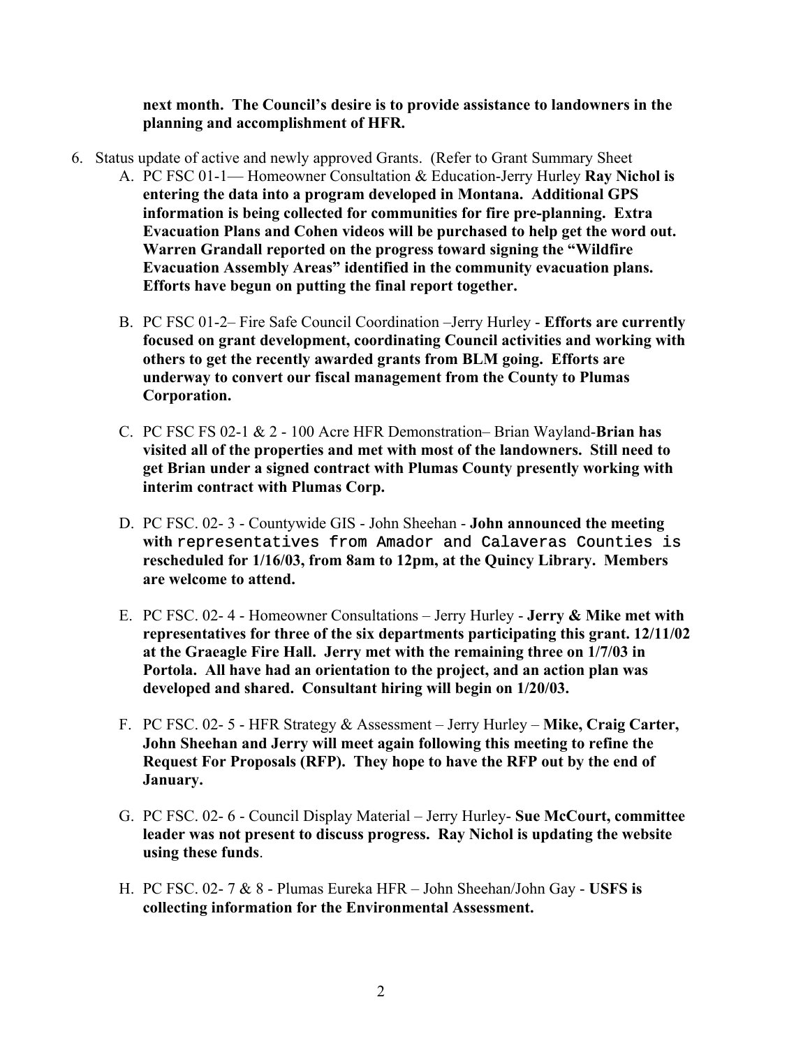**next month. The Council's desire is to provide assistance to landowners in the planning and accomplishment of HFR.**

6. Status update of active and newly approved Grants. (Refer to Grant Summary Sheet
   A. PC FSC 01-1— Homeowner Consultation & Education-Jerry Hurley **Ray Nichol is entering the data into a program developed in Montana. Additional GPS information is being collected for communities for fire pre-planning. Extra Evacuation Plans and Cohen videos will be purchased to help get the word out. Warren Grandall reported on the progress toward signing the "Wildfire Evacuation Assembly Areas" identified in the community evacuation plans. Efforts have begun on putting the final report together.**

   B. PC FSC 01-2– Fire Safe Council Coordination –Jerry Hurley - **Efforts are currently focused on grant development, coordinating Council activities and working with others to get the recently awarded grants from BLM going. Efforts are underway to convert our fiscal management from the County to Plumas Corporation.**

   C. PC FSC FS 02-1 & 2 - 100 Acre HFR Demonstration– Brian Wayland-**Brian has visited all of the properties and met with most of the landowners. Still need to get Brian under a signed contract with Plumas County presently working with interim contract with Plumas Corp.**

   D. PC FSC. 02- 3 - Countywide GIS - John Sheehan - **John announced the meeting with representatives from Amador and Calaveras Counties is rescheduled for 1/16/03, from 8am to 12pm, at the Quincy Library. Members are welcome to attend.**

   E. PC FSC. 02- 4 - Homeowner Consultations – Jerry Hurley - **Jerry & Mike met with representatives for three of the six departments participating this grant. 12/11/02 at the Graeagle Fire Hall. Jerry met with the remaining three on 1/7/03 in Portola. All have had an orientation to the project, and an action plan was developed and shared. Consultant hiring will begin on 1/20/03.**

   F. PC FSC. 02- 5 - HFR Strategy & Assessment – Jerry Hurley – **Mike, Craig Carter, John Sheehan and Jerry will meet again following this meeting to refine the Request For Proposals (RFP). They hope to have the RFP out by the end of January.**

   G. PC FSC. 02- 6 - Council Display Material – Jerry Hurley- **Sue McCourt, committee leader was not present to discuss progress. Ray Nichol is updating the website using these funds**.

   H. PC FSC. 02- 7 & 8 - Plumas Eureka HFR – John Sheehan/John Gay - **USFS is collecting information for the Environmental Assessment.**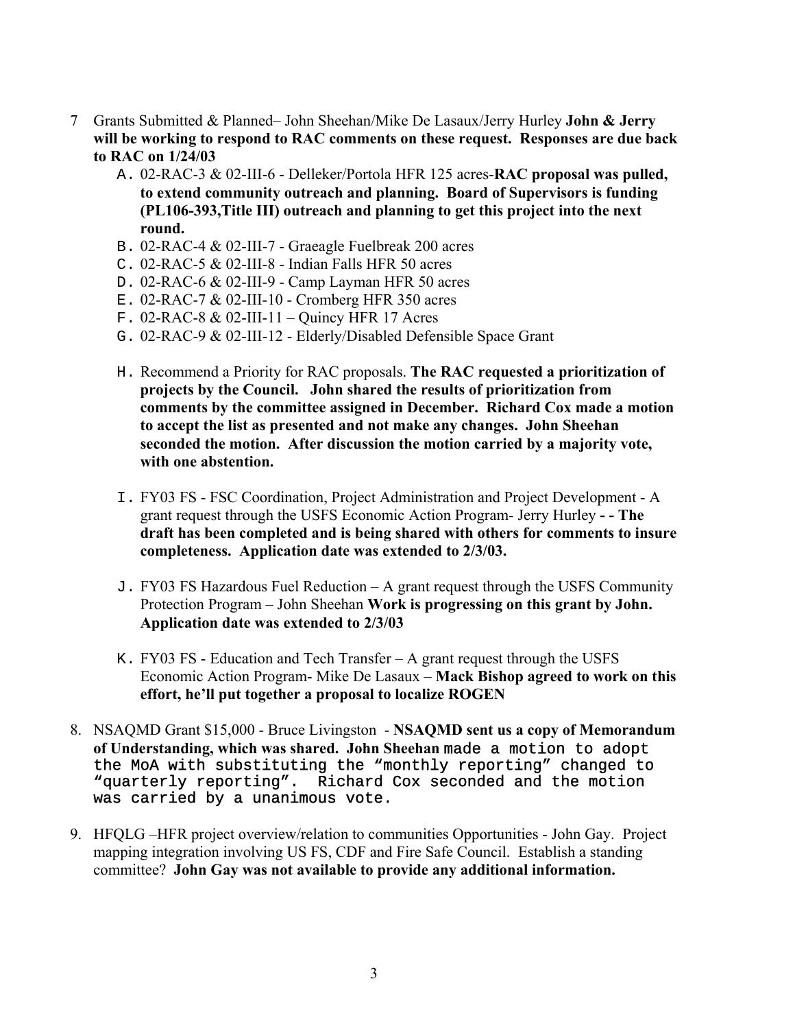7 Grants Submitted & Planned– John Sheehan/Mike De Lasaux/Jerry Hurley **John & Jerry will be working to respond to RAC comments on these request. Responses are due back to RAC on 1/24/03**

   A. 02-RAC-3 & 02-III-6 - Delleker/Portola HFR 125 acres-**RAC proposal was pulled, to extend community outreach and planning. Board of Supervisors is funding (PL106-393,Title III) outreach and planning to get this project into the next round.**
   B. 02-RAC-4 & 02-III-7 - Graeagle Fuelbreak 200 acres
   C. 02-RAC-5 & 02-III-8 - Indian Falls HFR 50 acres
   D. 02-RAC-6 & 02-III-9 - Camp Layman HFR 50 acres
   E. 02-RAC-7 & 02-III-10 - Cromberg HFR 350 acres
   F. 02-RAC-8 & 02-III-11 – Quincy HFR 17 Acres
   G. 02-RAC-9 & 02-III-12 - Elderly/Disabled Defensible Space Grant

   H. Recommend a Priority for RAC proposals. **The RAC requested a prioritization of projects by the Council. John shared the results of prioritization from comments by the committee assigned in December. Richard Cox made a motion to accept the list as presented and not make any changes. John Sheehan seconded the motion. After discussion the motion carried by a majority vote, with one abstention.**

   I. FY03 FS - FSC Coordination, Project Administration and Project Development - A grant request through the USFS Economic Action Program- Jerry Hurley **- - The draft has been completed and is being shared with others for comments to insure completeness. Application date was extended to 2/3/03.**

   J. FY03 FS Hazardous Fuel Reduction – A grant request through the USFS Community Protection Program – John Sheehan **Work is progressing on this grant by John. Application date was extended to 2/3/03**

   K. FY03 FS - Education and Tech Transfer – A grant request through the USFS Economic Action Program- Mike De Lasaux – **Mack Bishop agreed to work on this effort, he'll put together a proposal to localize ROGEN**

8. NSAQMD Grant $15,000 - Bruce Livingston - **NSAQMD sent us a copy of Memorandum of Understanding, which was shared. John Sheehan** made a motion to adopt the MoA with substituting the "monthly reporting" changed to "quarterly reporting". Richard Cox seconded and the motion was carried by a unanimous vote.

9. HFQLG –HFR project overview/relation to communities Opportunities - John Gay. Project mapping integration involving US FS, CDF and Fire Safe Council. Establish a standing committee? **John Gay was not available to provide any additional information.**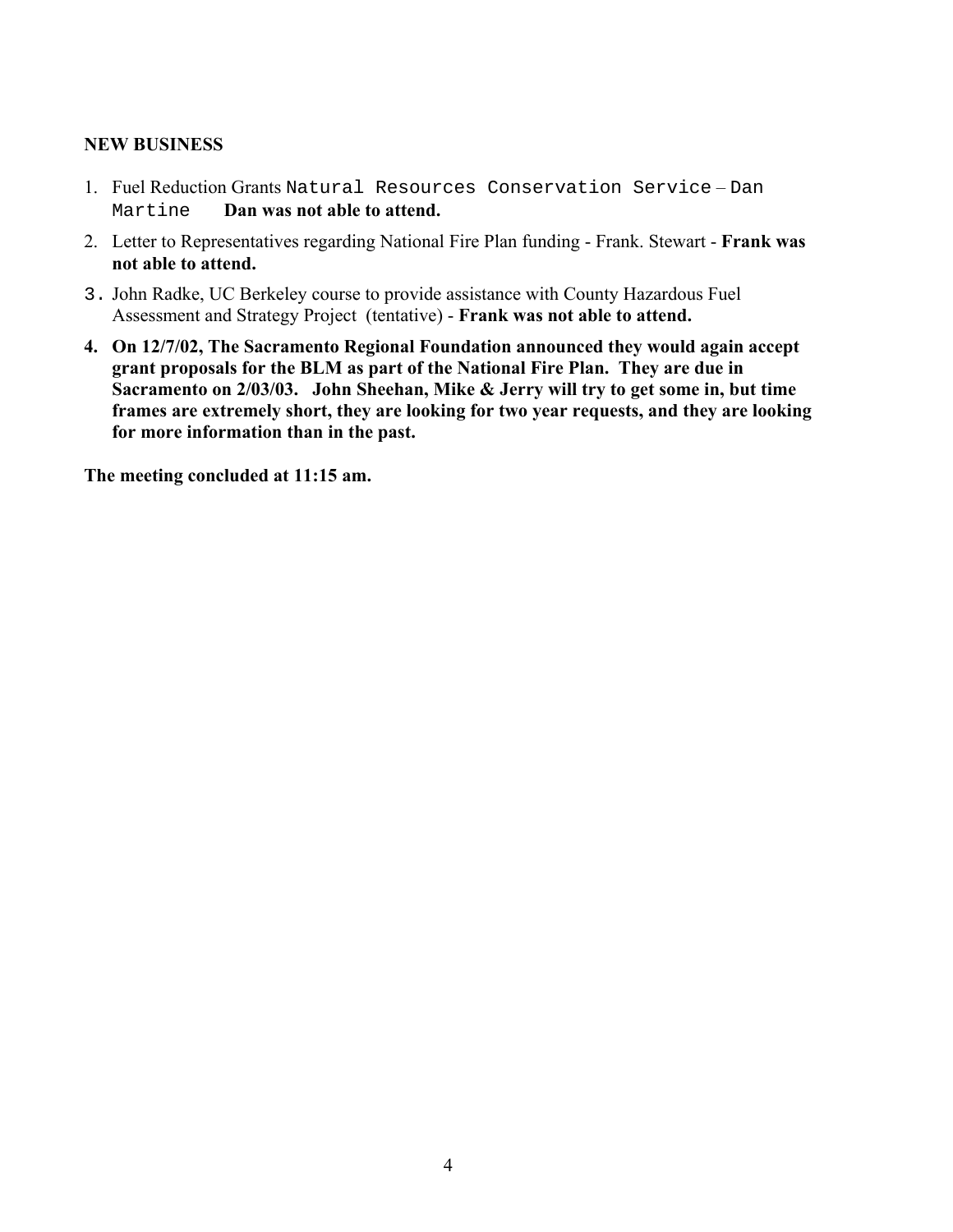**NEW BUSINESS**

1. Fuel Reduction Grants Natural Resources Conservation Service – Dan Martine **Dan was not able to attend.**
2. Letter to Representatives regarding National Fire Plan funding - Frank. Stewart - **Frank was not able to attend.**
3. John Radke, UC Berkeley course to provide assistance with County Hazardous Fuel Assessment and Strategy Project (tentative) - **Frank was not able to attend.**
4. **On 12/7/02, The Sacramento Regional Foundation announced they would again accept grant proposals for the BLM as part of the National Fire Plan. They are due in Sacramento on 2/03/03. John Sheehan, Mike & Jerry will try to get some in, but time frames are extremely short, they are looking for two year requests, and they are looking for more information than in the past.**

**The meeting concluded at 11:15 am.**